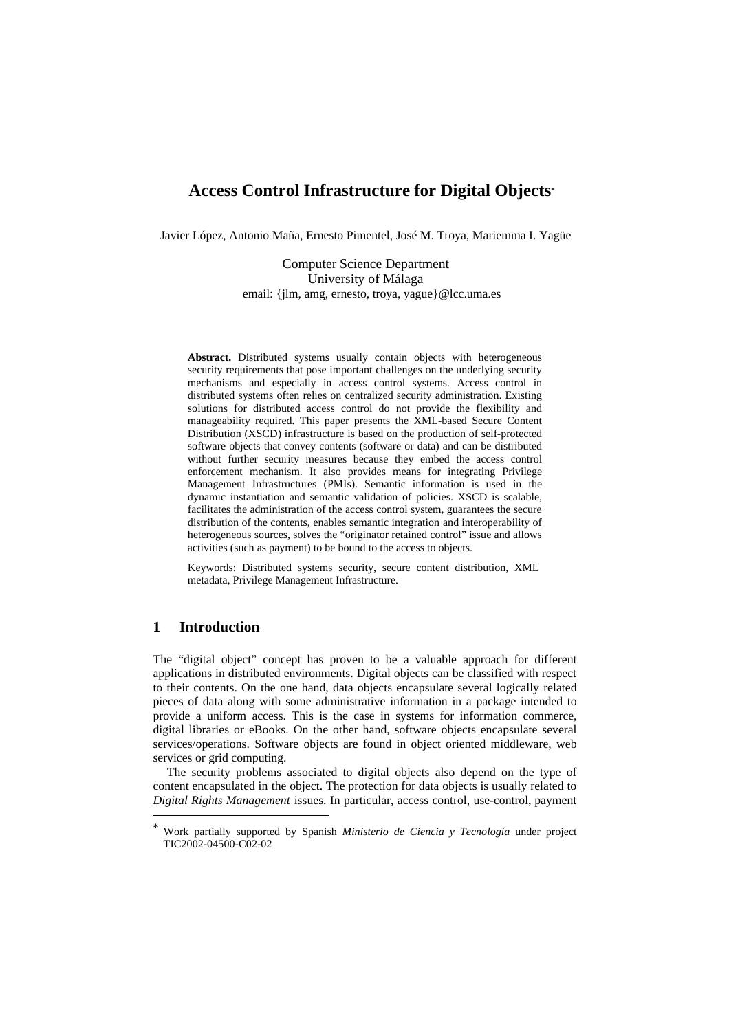# Access Control Infrastructure for Digital Objects[*]

Javier López, Antonio Maña, Ernesto Pimentel, José M. Troya, Mariemma I. Yagüe

Computer Science Department
University of Málaga
email: {jlm, amg, ernesto, troya, yague}@lcc.uma.es

**Abstract.** Distributed systems usually contain objects with heterogeneous security requirements that pose important challenges on the underlying security mechanisms and especially in access control systems. Access control in distributed systems often relies on centralized security administration. Existing solutions for distributed access control do not provide the flexibility and manageability required. This paper presents the XML-based Secure Content Distribution (XSCD) infrastructure is based on the production of self-protected software objects that convey contents (software or data) and can be distributed without further security measures because they embed the access control enforcement mechanism. It also provides means for integrating Privilege Management Infrastructures (PMIs). Semantic information is used in the dynamic instantiation and semantic validation of policies. XSCD is scalable, facilitates the administration of the access control system, guarantees the secure distribution of the contents, enables semantic integration and interoperability of heterogeneous sources, solves the "originator retained control" issue and allows activities (such as payment) to be bound to the access to objects.

Keywords: Distributed systems security, secure content distribution, XML metadata, Privilege Management Infrastructure.

## 1 Introduction

The "digital object" concept has proven to be a valuable approach for different applications in distributed environments. Digital objects can be classified with respect to their contents. On the one hand, data objects encapsulate several logically related pieces of data along with some administrative information in a package intended to provide a uniform access. This is the case in systems for information commerce, digital libraries or eBooks. On the other hand, software objects encapsulate several services/operations. Software objects are found in object oriented middleware, web services or grid computing.

The security problems associated to digital objects also depend on the type of content encapsulated in the object. The protection for data objects is usually related to *Digital Rights Management* issues. In particular, access control, use-control, payment

[*] Work partially supported by Spanish *Ministerio de Ciencia y Tecnología* under project TIC2002-04500-C02-02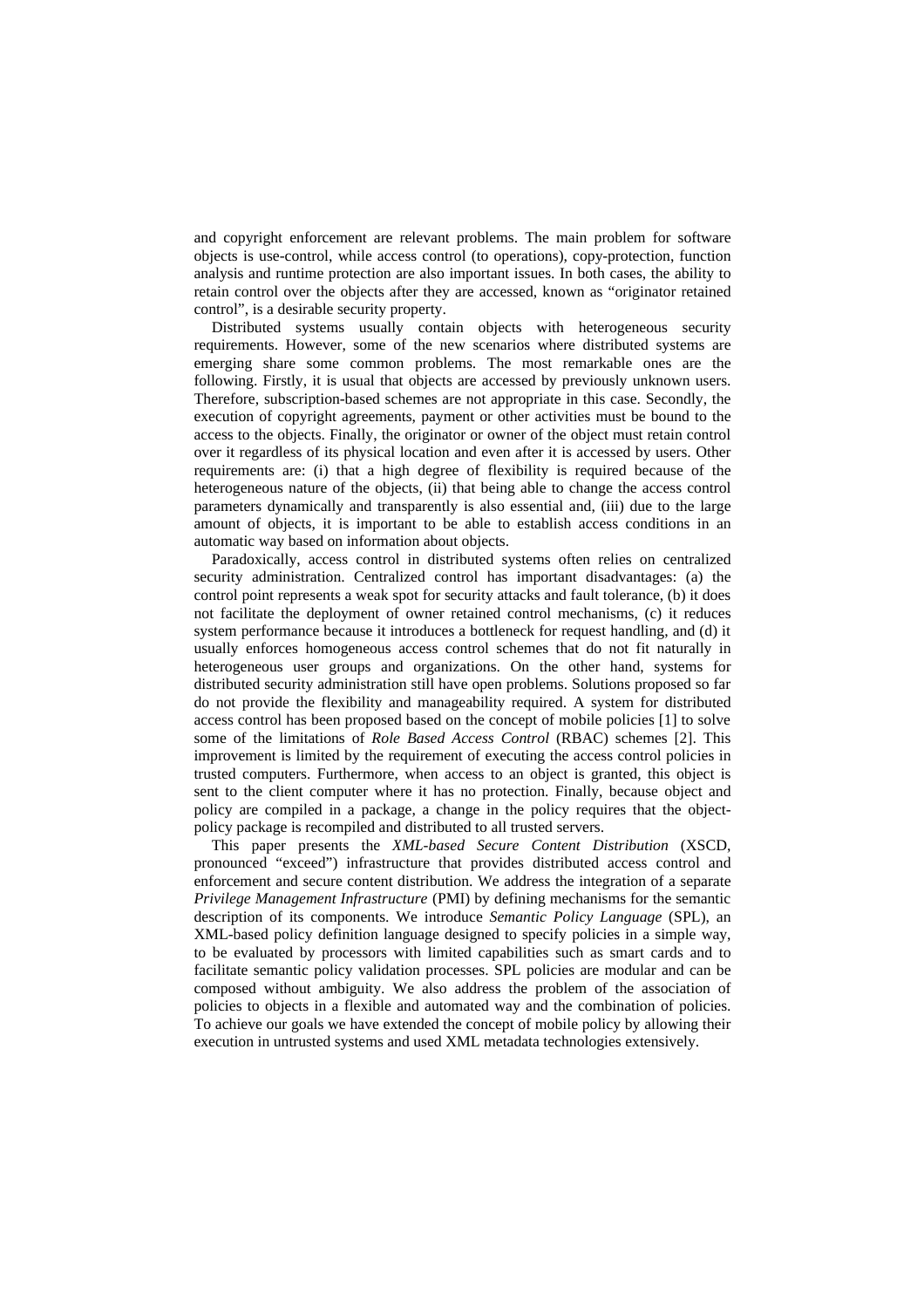and copyright enforcement are relevant problems. The main problem for software objects is use-control, while access control (to operations), copy-protection, function analysis and runtime protection are also important issues. In both cases, the ability to retain control over the objects after they are accessed, known as "originator retained control", is a desirable security property.

Distributed systems usually contain objects with heterogeneous security requirements. However, some of the new scenarios where distributed systems are emerging share some common problems. The most remarkable ones are the following. Firstly, it is usual that objects are accessed by previously unknown users. Therefore, subscription-based schemes are not appropriate in this case. Secondly, the execution of copyright agreements, payment or other activities must be bound to the access to the objects. Finally, the originator or owner of the object must retain control over it regardless of its physical location and even after it is accessed by users. Other requirements are: (i) that a high degree of flexibility is required because of the heterogeneous nature of the objects, (ii) that being able to change the access control parameters dynamically and transparently is also essential and, (iii) due to the large amount of objects, it is important to be able to establish access conditions in an automatic way based on information about objects.

Paradoxically, access control in distributed systems often relies on centralized security administration. Centralized control has important disadvantages: (a) the control point represents a weak spot for security attacks and fault tolerance, (b) it does not facilitate the deployment of owner retained control mechanisms, (c) it reduces system performance because it introduces a bottleneck for request handling, and (d) it usually enforces homogeneous access control schemes that do not fit naturally in heterogeneous user groups and organizations. On the other hand, systems for distributed security administration still have open problems. Solutions proposed so far do not provide the flexibility and manageability required. A system for distributed access control has been proposed based on the concept of mobile policies [1] to solve some of the limitations of *Role Based Access Control* (RBAC) schemes [2]. This improvement is limited by the requirement of executing the access control policies in trusted computers. Furthermore, when access to an object is granted, this object is sent to the client computer where it has no protection. Finally, because object and policy are compiled in a package, a change in the policy requires that the object-policy package is recompiled and distributed to all trusted servers.

This paper presents the *XML-based Secure Content Distribution* (XSCD, pronounced "exceed") infrastructure that provides distributed access control and enforcement and secure content distribution. We address the integration of a separate *Privilege Management Infrastructure* (PMI) by defining mechanisms for the semantic description of its components. We introduce *Semantic Policy Language* (SPL), an XML-based policy definition language designed to specify policies in a simple way, to be evaluated by processors with limited capabilities such as smart cards and to facilitate semantic policy validation processes. SPL policies are modular and can be composed without ambiguity. We also address the problem of the association of policies to objects in a flexible and automated way and the combination of policies. To achieve our goals we have extended the concept of mobile policy by allowing their execution in untrusted systems and used XML metadata technologies extensively.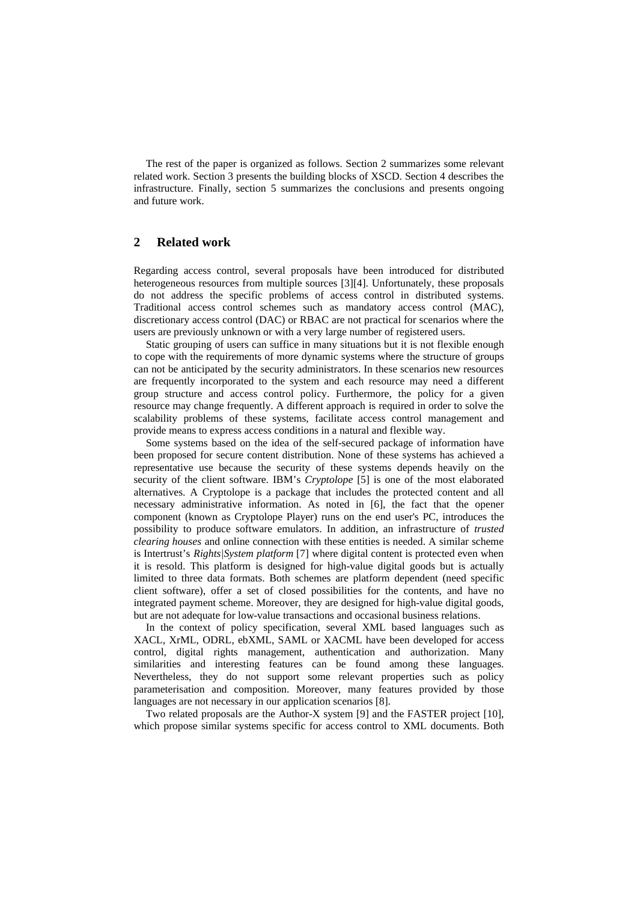The rest of the paper is organized as follows. Section 2 summarizes some relevant related work. Section 3 presents the building blocks of XSCD. Section 4 describes the infrastructure. Finally, section 5 summarizes the conclusions and presents ongoing and future work.

## 2 Related work

Regarding access control, several proposals have been introduced for distributed heterogeneous resources from multiple sources [3][4]. Unfortunately, these proposals do not address the specific problems of access control in distributed systems. Traditional access control schemes such as mandatory access control (MAC), discretionary access control (DAC) or RBAC are not practical for scenarios where the users are previously unknown or with a very large number of registered users.

Static grouping of users can suffice in many situations but it is not flexible enough to cope with the requirements of more dynamic systems where the structure of groups can not be anticipated by the security administrators. In these scenarios new resources are frequently incorporated to the system and each resource may need a different group structure and access control policy. Furthermore, the policy for a given resource may change frequently. A different approach is required in order to solve the scalability problems of these systems, facilitate access control management and provide means to express access conditions in a natural and flexible way.

Some systems based on the idea of the self-secured package of information have been proposed for secure content distribution. None of these systems has achieved a representative use because the security of these systems depends heavily on the security of the client software. IBM's *Cryptolope* [5] is one of the most elaborated alternatives. A Cryptolope is a package that includes the protected content and all necessary administrative information. As noted in [6], the fact that the opener component (known as Cryptolope Player) runs on the end user's PC, introduces the possibility to produce software emulators. In addition, an infrastructure of *trusted clearing houses* and online connection with these entities is needed. A similar scheme is Intertrust's *Rights|System platform* [7] where digital content is protected even when it is resold. This platform is designed for high-value digital goods but is actually limited to three data formats. Both schemes are platform dependent (need specific client software), offer a set of closed possibilities for the contents, and have no integrated payment scheme. Moreover, they are designed for high-value digital goods, but are not adequate for low-value transactions and occasional business relations.

In the context of policy specification, several XML based languages such as XACL, XrML, ODRL, ebXML, SAML or XACML have been developed for access control, digital rights management, authentication and authorization. Many similarities and interesting features can be found among these languages. Nevertheless, they do not support some relevant properties such as policy parameterisation and composition. Moreover, many features provided by those languages are not necessary in our application scenarios [8].

Two related proposals are the Author-X system [9] and the FASTER project [10], which propose similar systems specific for access control to XML documents. Both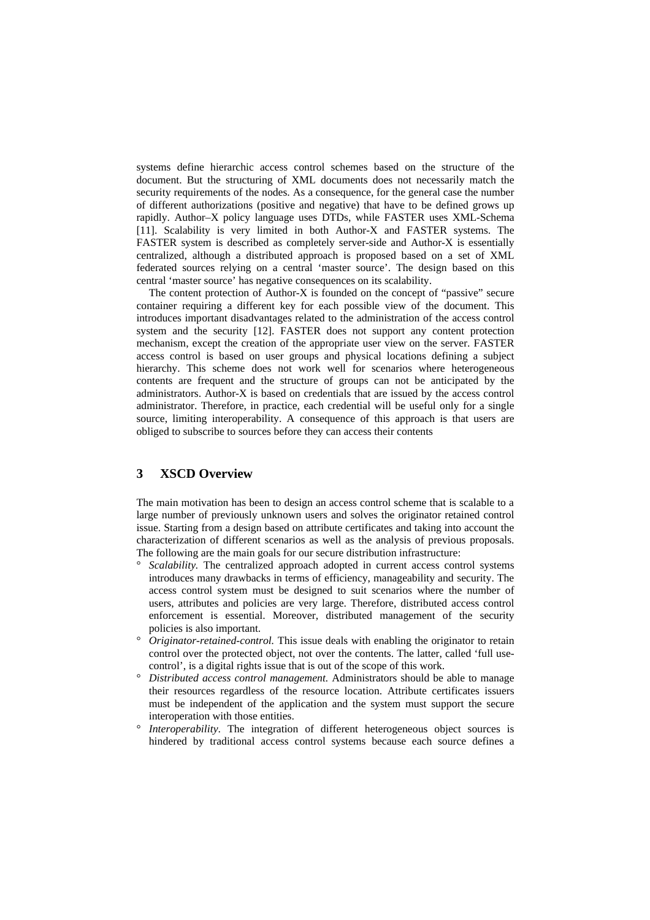systems define hierarchic access control schemes based on the structure of the document. But the structuring of XML documents does not necessarily match the security requirements of the nodes. As a consequence, for the general case the number of different authorizations (positive and negative) that have to be defined grows up rapidly. Author–X policy language uses DTDs, while FASTER uses XML-Schema [11]. Scalability is very limited in both Author-X and FASTER systems. The FASTER system is described as completely server-side and Author-X is essentially centralized, although a distributed approach is proposed based on a set of XML federated sources relying on a central 'master source'. The design based on this central 'master source' has negative consequences on its scalability.

The content protection of Author-X is founded on the concept of "passive" secure container requiring a different key for each possible view of the document. This introduces important disadvantages related to the administration of the access control system and the security [12]. FASTER does not support any content protection mechanism, except the creation of the appropriate user view on the server. FASTER access control is based on user groups and physical locations defining a subject hierarchy. This scheme does not work well for scenarios where heterogeneous contents are frequent and the structure of groups can not be anticipated by the administrators. Author-X is based on credentials that are issued by the access control administrator. Therefore, in practice, each credential will be useful only for a single source, limiting interoperability. A consequence of this approach is that users are obliged to subscribe to sources before they can access their contents

## 3 XSCD Overview

The main motivation has been to design an access control scheme that is scalable to a large number of previously unknown users and solves the originator retained control issue. Starting from a design based on attribute certificates and taking into account the characterization of different scenarios as well as the analysis of previous proposals. The following are the main goals for our secure distribution infrastructure:

- *Scalability.* The centralized approach adopted in current access control systems introduces many drawbacks in terms of efficiency, manageability and security. The access control system must be designed to suit scenarios where the number of users, attributes and policies are very large. Therefore, distributed access control enforcement is essential. Moreover, distributed management of the security policies is also important.
- *Originator-retained-control.* This issue deals with enabling the originator to retain control over the protected object, not over the contents. The latter, called 'full use-control', is a digital rights issue that is out of the scope of this work.
- *Distributed access control management.* Administrators should be able to manage their resources regardless of the resource location. Attribute certificates issuers must be independent of the application and the system must support the secure interoperation with those entities.
- *Interoperability*. The integration of different heterogeneous object sources is hindered by traditional access control systems because each source defines a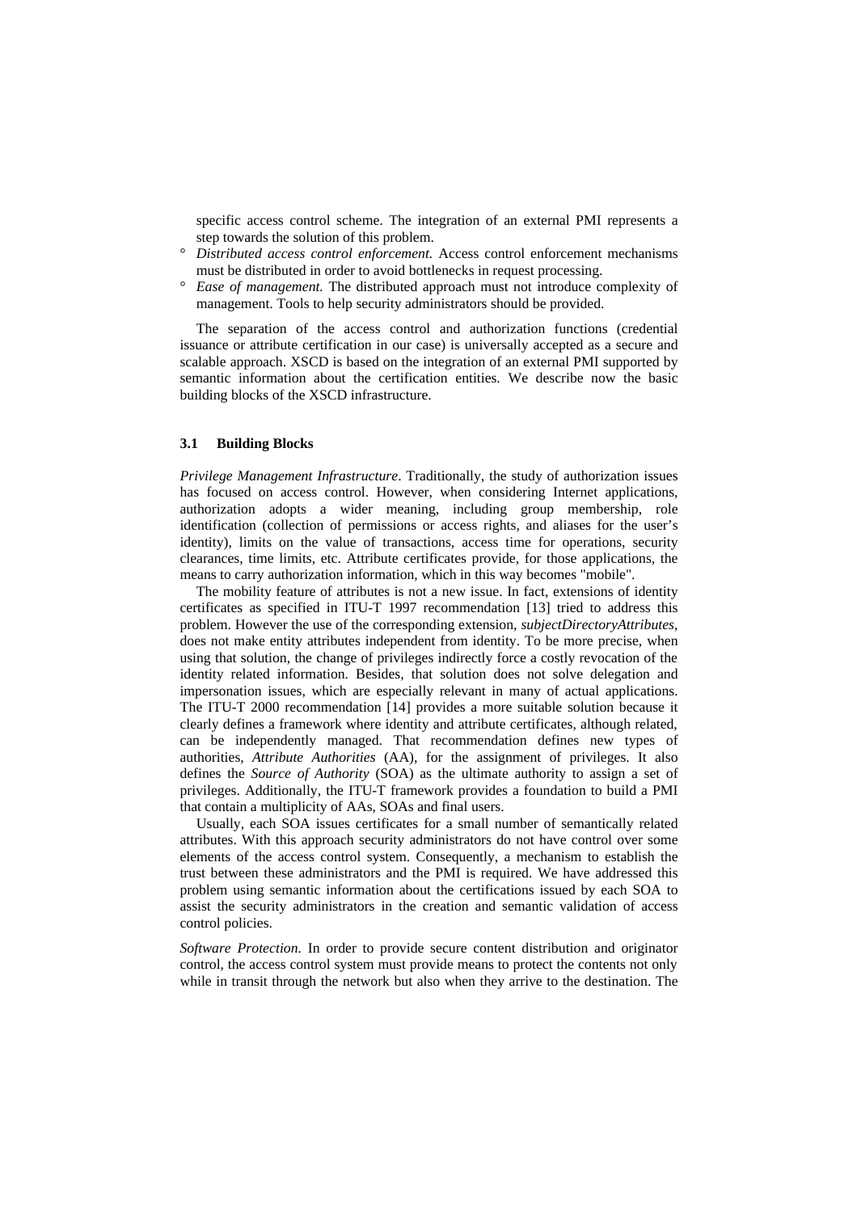specific access control scheme. The integration of an external PMI represents a step towards the solution of this problem.

- *Distributed access control enforcement.* Access control enforcement mechanisms must be distributed in order to avoid bottlenecks in request processing.
- *Ease of management.* The distributed approach must not introduce complexity of management. Tools to help security administrators should be provided.

The separation of the access control and authorization functions (credential issuance or attribute certification in our case) is universally accepted as a secure and scalable approach. XSCD is based on the integration of an external PMI supported by semantic information about the certification entities. We describe now the basic building blocks of the XSCD infrastructure.

### 3.1 Building Blocks

*Privilege Management Infrastructure*. Traditionally, the study of authorization issues has focused on access control. However, when considering Internet applications, authorization adopts a wider meaning, including group membership, role identification (collection of permissions or access rights, and aliases for the user's identity), limits on the value of transactions, access time for operations, security clearances, time limits, etc. Attribute certificates provide, for those applications, the means to carry authorization information, which in this way becomes "mobile".

The mobility feature of attributes is not a new issue. In fact, extensions of identity certificates as specified in ITU-T 1997 recommendation [13] tried to address this problem. However the use of the corresponding extension, *subjectDirectoryAttributes*, does not make entity attributes independent from identity. To be more precise, when using that solution, the change of privileges indirectly force a costly revocation of the identity related information. Besides, that solution does not solve delegation and impersonation issues, which are especially relevant in many of actual applications. The ITU-T 2000 recommendation [14] provides a more suitable solution because it clearly defines a framework where identity and attribute certificates, although related, can be independently managed. That recommendation defines new types of authorities, *Attribute Authorities* (AA), for the assignment of privileges. It also defines the *Source of Authority* (SOA) as the ultimate authority to assign a set of privileges. Additionally, the ITU-T framework provides a foundation to build a PMI that contain a multiplicity of AAs, SOAs and final users.

Usually, each SOA issues certificates for a small number of semantically related attributes. With this approach security administrators do not have control over some elements of the access control system. Consequently, a mechanism to establish the trust between these administrators and the PMI is required. We have addressed this problem using semantic information about the certifications issued by each SOA to assist the security administrators in the creation and semantic validation of access control policies.

*Software Protection.* In order to provide secure content distribution and originator control, the access control system must provide means to protect the contents not only while in transit through the network but also when they arrive to the destination. The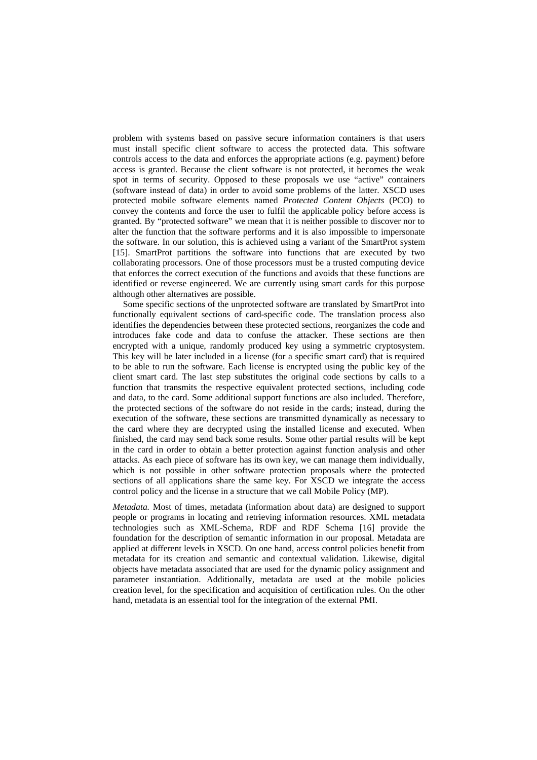problem with systems based on passive secure information containers is that users must install specific client software to access the protected data. This software controls access to the data and enforces the appropriate actions (e.g. payment) before access is granted. Because the client software is not protected, it becomes the weak spot in terms of security. Opposed to these proposals we use "active" containers (software instead of data) in order to avoid some problems of the latter. XSCD uses protected mobile software elements named *Protected Content Objects* (PCO) to convey the contents and force the user to fulfil the applicable policy before access is granted. By "protected software" we mean that it is neither possible to discover nor to alter the function that the software performs and it is also impossible to impersonate the software. In our solution, this is achieved using a variant of the SmartProt system [15]. SmartProt partitions the software into functions that are executed by two collaborating processors. One of those processors must be a trusted computing device that enforces the correct execution of the functions and avoids that these functions are identified or reverse engineered. We are currently using smart cards for this purpose although other alternatives are possible.

Some specific sections of the unprotected software are translated by SmartProt into functionally equivalent sections of card-specific code. The translation process also identifies the dependencies between these protected sections, reorganizes the code and introduces fake code and data to confuse the attacker. These sections are then encrypted with a unique, randomly produced key using a symmetric cryptosystem. This key will be later included in a license (for a specific smart card) that is required to be able to run the software. Each license is encrypted using the public key of the client smart card. The last step substitutes the original code sections by calls to a function that transmits the respective equivalent protected sections, including code and data, to the card. Some additional support functions are also included. Therefore, the protected sections of the software do not reside in the cards; instead, during the execution of the software, these sections are transmitted dynamically as necessary to the card where they are decrypted using the installed license and executed. When finished, the card may send back some results. Some other partial results will be kept in the card in order to obtain a better protection against function analysis and other attacks. As each piece of software has its own key, we can manage them individually, which is not possible in other software protection proposals where the protected sections of all applications share the same key. For XSCD we integrate the access control policy and the license in a structure that we call Mobile Policy (MP).

*Metadata.* Most of times, metadata (information about data) are designed to support people or programs in locating and retrieving information resources. XML metadata technologies such as XML-Schema, RDF and RDF Schema [16] provide the foundation for the description of semantic information in our proposal. Metadata are applied at different levels in XSCD. On one hand, access control policies benefit from metadata for its creation and semantic and contextual validation. Likewise, digital objects have metadata associated that are used for the dynamic policy assignment and parameter instantiation. Additionally, metadata are used at the mobile policies creation level, for the specification and acquisition of certification rules. On the other hand, metadata is an essential tool for the integration of the external PMI.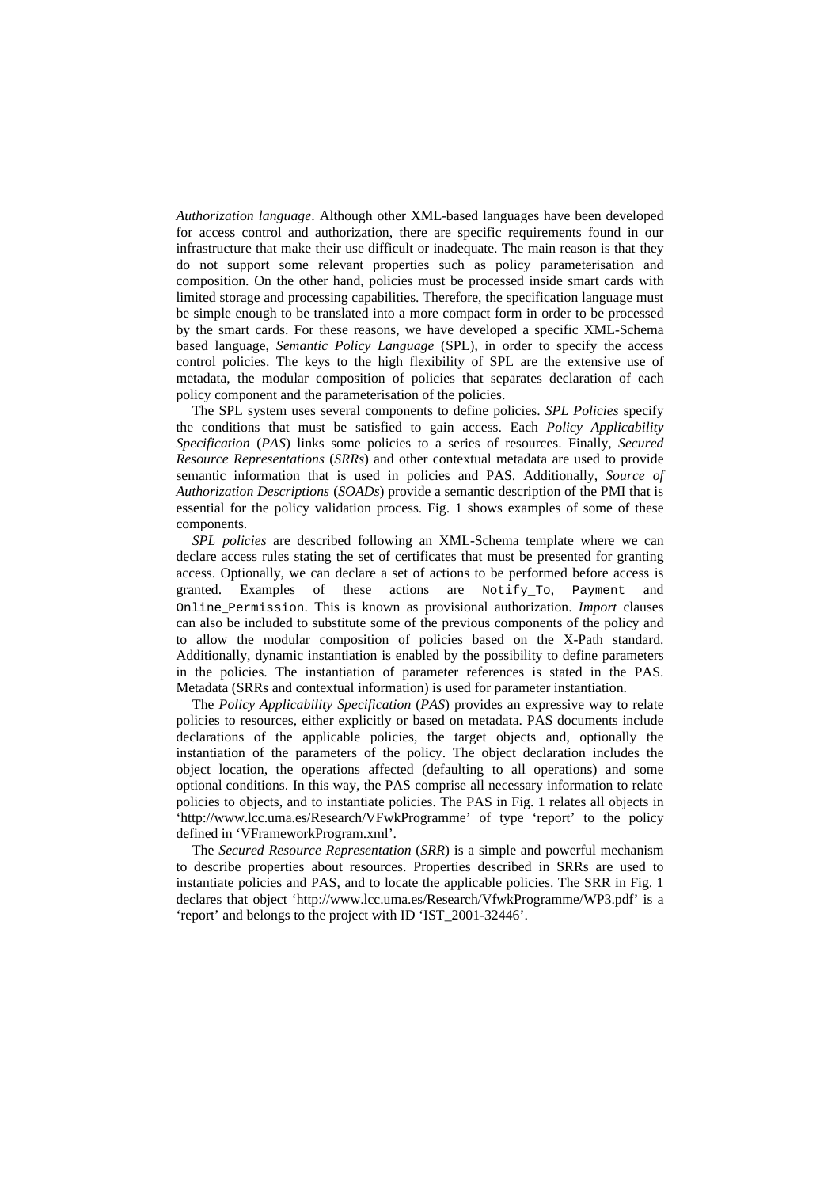*Authorization language*. Although other XML-based languages have been developed for access control and authorization, there are specific requirements found in our infrastructure that make their use difficult or inadequate. The main reason is that they do not support some relevant properties such as policy parameterisation and composition. On the other hand, policies must be processed inside smart cards with limited storage and processing capabilities. Therefore, the specification language must be simple enough to be translated into a more compact form in order to be processed by the smart cards. For these reasons, we have developed a specific XML-Schema based language, *Semantic Policy Language* (SPL), in order to specify the access control policies. The keys to the high flexibility of SPL are the extensive use of metadata, the modular composition of policies that separates declaration of each policy component and the parameterisation of the policies.

The SPL system uses several components to define policies. *SPL Policies* specify the conditions that must be satisfied to gain access. Each *Policy Applicability Specification* (*PAS*) links some policies to a series of resources. Finally, *Secured Resource Representations* (*SRRs*) and other contextual metadata are used to provide semantic information that is used in policies and PAS. Additionally, *Source of Authorization Descriptions* (*SOADs*) provide a semantic description of the PMI that is essential for the policy validation process. Fig. 1 shows examples of some of these components.

*SPL policies* are described following an XML-Schema template where we can declare access rules stating the set of certificates that must be presented for granting access. Optionally, we can declare a set of actions to be performed before access is granted. Examples of these actions are `Notify_To`, `Payment` and `Online_Permission`. This is known as provisional authorization. *Import* clauses can also be included to substitute some of the previous components of the policy and to allow the modular composition of policies based on the X-Path standard. Additionally, dynamic instantiation is enabled by the possibility to define parameters in the policies. The instantiation of parameter references is stated in the PAS. Metadata (SRRs and contextual information) is used for parameter instantiation.

The *Policy Applicability Specification* (*PAS*) provides an expressive way to relate policies to resources, either explicitly or based on metadata. PAS documents include declarations of the applicable policies, the target objects and, optionally the instantiation of the parameters of the policy. The object declaration includes the object location, the operations affected (defaulting to all operations) and some optional conditions. In this way, the PAS comprise all necessary information to relate policies to objects, and to instantiate policies. The PAS in Fig. 1 relates all objects in 'http://www.lcc.uma.es/Research/VFwkProgramme' of type 'report' to the policy defined in 'VFrameworkProgram.xml'.

The *Secured Resource Representation* (*SRR*) is a simple and powerful mechanism to describe properties about resources. Properties described in SRRs are used to instantiate policies and PAS, and to locate the applicable policies. The SRR in Fig. 1 declares that object 'http://www.lcc.uma.es/Research/VfwkProgramme/WP3.pdf' is a 'report' and belongs to the project with ID 'IST_2001-32446'.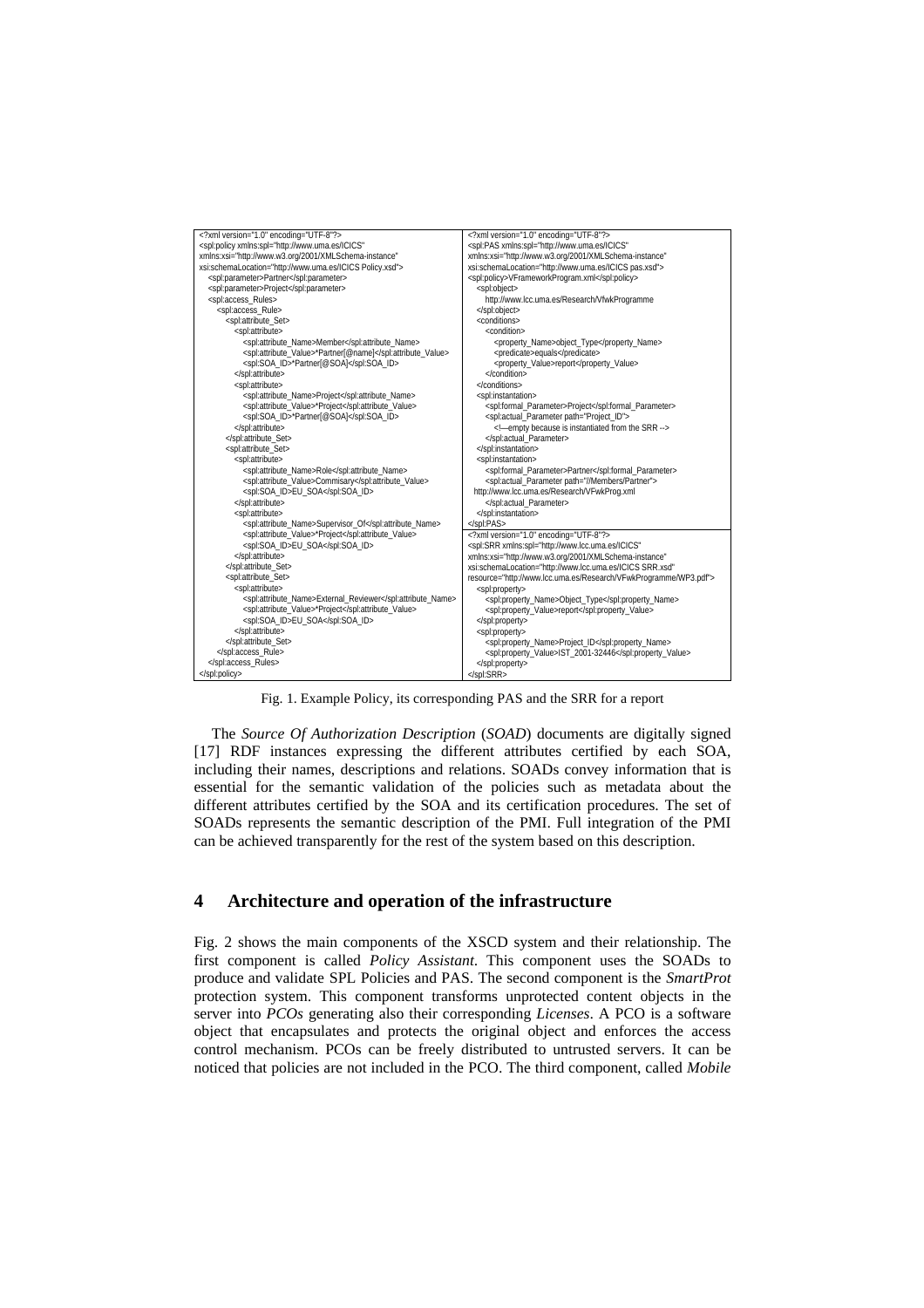```xml
<?xml version="1.0" encoding="UTF-8"?>
<spl:policy xmlns:spl="http://www.uma.es/ICICS"
xmlns:xsi="http://www.w3.org/2001/XMLSchema-instance"
xsi:schemaLocation="http://www.uma.es/ICICS Policy.xsd">
  <spl:parameter>Partner</spl:parameter>
  <spl:parameter>Project</spl:parameter>
  <spl:access_Rules>
    <spl:access_Rule>
      <spl:attribute_Set>
        <spl:attribute>
          <spl:attribute_Name>Member</spl:attribute_Name>
          <spl:attribute_Value>*Partner[@name]</spl:attribute_Value>
          <spl:SOA_ID>*Partner[@SOA]</spl:SOA_ID>
        </spl:attribute>
        <spl:attribute>
          <spl:attribute_Name>Project</spl:attribute_Name>
          <spl:attribute_Value>*Project</spl:attribute_Value>
          <spl:SOA_ID>*Partner[@SOA]</spl:SOA_ID>
        </spl:attribute>
      </spl:attribute_Set>
      <spl:attribute_Set>
        <spl:attribute>
          <spl:attribute_Name>Role</spl:attribute_Name>
          <spl:attribute_Value>Commisary</spl:attribute_Value>
          <spl:SOA_ID>EU_SOA</spl:SOA_ID>
        </spl:attribute>
        <spl:attribute>
          <spl:attribute_Name>Supervisor_Of</spl:attribute_Name>
          <spl:attribute_Value>*Project</spl:attribute_Value>
          <spl:SOA_ID>EU_SOA</spl:SOA_ID>
        </spl:attribute>
      </spl:attribute_Set>
      <spl:attribute_Set>
        <spl:attribute>
          <spl:attribute_Name>External_Reviewer</spl:attribute_Name>
          <spl:attribute_Value>*Project</spl:attribute_Value>
          <spl:SOA_ID>EU_SOA</spl:SOA_ID>
        </spl:attribute>
      </spl:attribute_Set>
    </spl:access_Rule>
  </spl:access_Rules>
</spl:policy>
```

```xml
<?xml version="1.0" encoding="UTF-8"?>
<spl:PAS xmlns:spl="http://www.uma.es/ICICS"
xmlns:xsi="http://www.w3.org/2001/XMLSchema-instance"
xsi:schemaLocation="http://www.uma.es/ICICS pas.xsd">
  <spl:policy>VFrameworkProgram.xml</spl:policy>
  <spl:object>
    http://www.lcc.uma.es/Research/VfwkProgramme
  </spl:object>
  <conditions>
    <condition>
      <property_Name>object_Type</property_Name>
      <predicate>equals</predicate>
      <property_Value>report</property_Value>
    </condition>
  </conditions>
  <spl:instantiation>
    <spl:formal_Parameter>Project</spl:formal_Parameter>
    <spl:actual_Parameter path="Project_ID">
      <!—empty because is instantiated from the SRR -->
    </spl:actual_Parameter>
  </spl:instantiation>
  <spl:instantiation>
    <spl:formal_Parameter>Partner</spl:formal_Parameter>
    <spl:actual_Parameter path="//Members/Partner">
  http://www.lcc.uma.es/Research/VFwkProg.xml
    </spl:actual_Parameter>
  </spl:instantiation>
</spl:PAS>
```

```xml
<?xml version="1.0" encoding="UTF-8"?>
<spl:SRR xmlns:spl="http://www.lcc.uma.es/ICICS"
xmlns:xsi="http://www.w3.org/2001/XMLSchema-instance"
xsi:schemaLocation="http://www.lcc.uma.es/ICICS SRR.xsd"
resource="http://www.lcc.uma.es/Research/VFwkProgramme/WP3.pdf">
  <spl:property>
    <spl:property_Name>Object_Type</spl:property_Name>
    <spl:property_Value>report</spl:property_Value>
  </spl:property>
  <spl:property>
    <spl:property_Name>Project_ID</spl:property_Name>
    <spl:property_Value>IST_2001-32446</spl:property_Value>
  </spl:property>
</spl:SRR>
```

Fig. 1. Example Policy, its corresponding PAS and the SRR for a report

The *Source Of Authorization Description* (*SOAD*) documents are digitally signed [17] RDF instances expressing the different attributes certified by each SOA, including their names, descriptions and relations. SOADs convey information that is essential for the semantic validation of the policies such as metadata about the different attributes certified by the SOA and its certification procedures. The set of SOADs represents the semantic description of the PMI. Full integration of the PMI can be achieved transparently for the rest of the system based on this description.

## 4 Architecture and operation of the infrastructure

Fig. 2 shows the main components of the XSCD system and their relationship. The first component is called *Policy Assistant*. This component uses the SOADs to produce and validate SPL Policies and PAS. The second component is the *SmartProt* protection system. This component transforms unprotected content objects in the server into *PCOs* generating also their corresponding *Licenses*. A PCO is a software object that encapsulates and protects the original object and enforces the access control mechanism. PCOs can be freely distributed to untrusted servers. It can be noticed that policies are not included in the PCO. The third component, called *Mobile*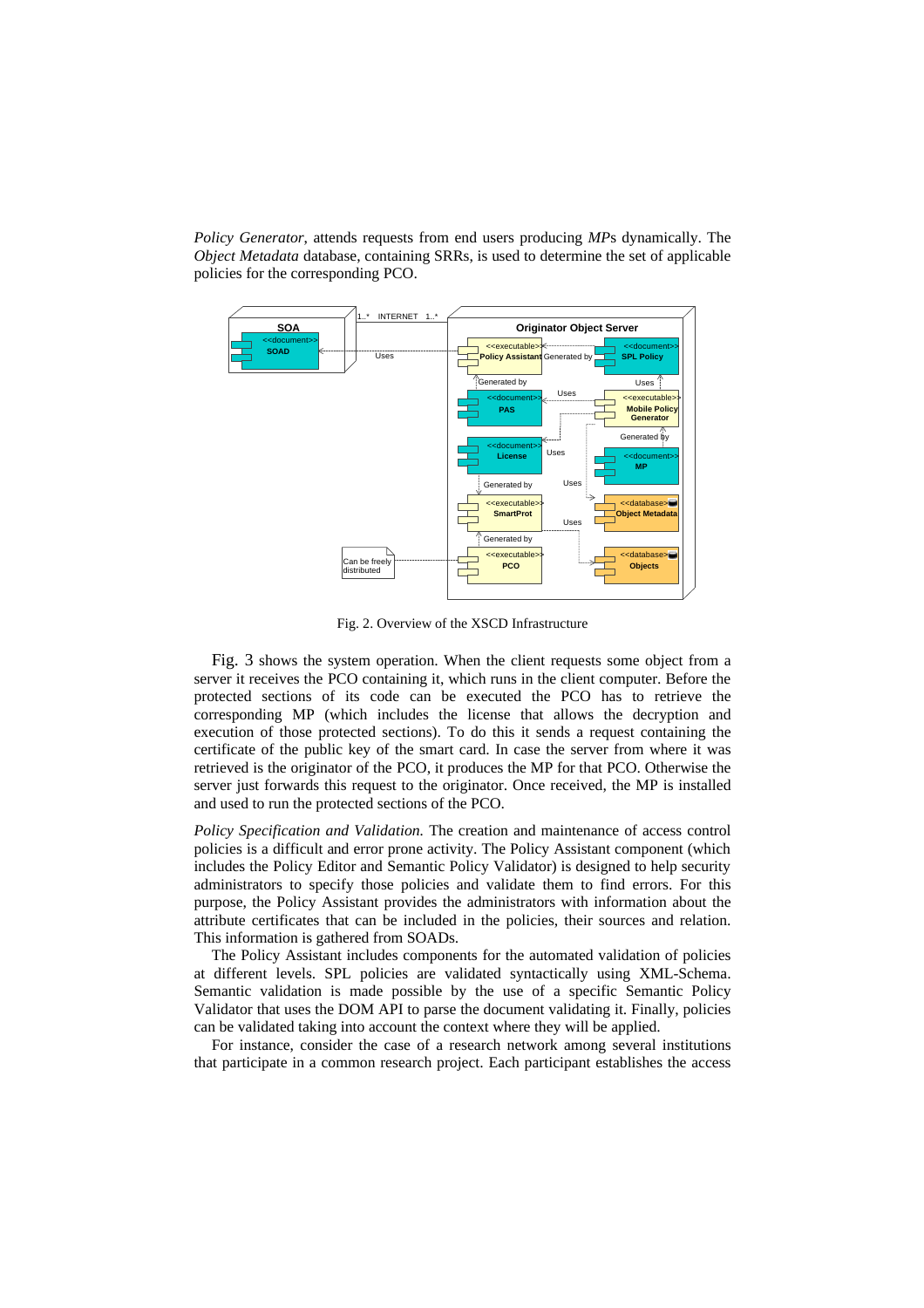*Policy Generator*, attends requests from end users producing *MP*s dynamically. The *Object Metadata* database, containing SRRs, is used to determine the set of applicable policies for the corresponding PCO.

Fig. 2. Overview of the XSCD Infrastructure

Fig. 3 shows the system operation. When the client requests some object from a server it receives the PCO containing it, which runs in the client computer. Before the protected sections of its code can be executed the PCO has to retrieve the corresponding MP (which includes the license that allows the decryption and execution of those protected sections). To do this it sends a request containing the certificate of the public key of the smart card. In case the server from where it was retrieved is the originator of the PCO, it produces the MP for that PCO. Otherwise the server just forwards this request to the originator. Once received, the MP is installed and used to run the protected sections of the PCO.

*Policy Specification and Validation.* The creation and maintenance of access control policies is a difficult and error prone activity. The Policy Assistant component (which includes the Policy Editor and Semantic Policy Validator) is designed to help security administrators to specify those policies and validate them to find errors. For this purpose, the Policy Assistant provides the administrators with information about the attribute certificates that can be included in the policies, their sources and relation. This information is gathered from SOADs.

The Policy Assistant includes components for the automated validation of policies at different levels. SPL policies are validated syntactically using XML-Schema. Semantic validation is made possible by the use of a specific Semantic Policy Validator that uses the DOM API to parse the document validating it. Finally, policies can be validated taking into account the context where they will be applied.

For instance, consider the case of a research network among several institutions that participate in a common research project. Each participant establishes the access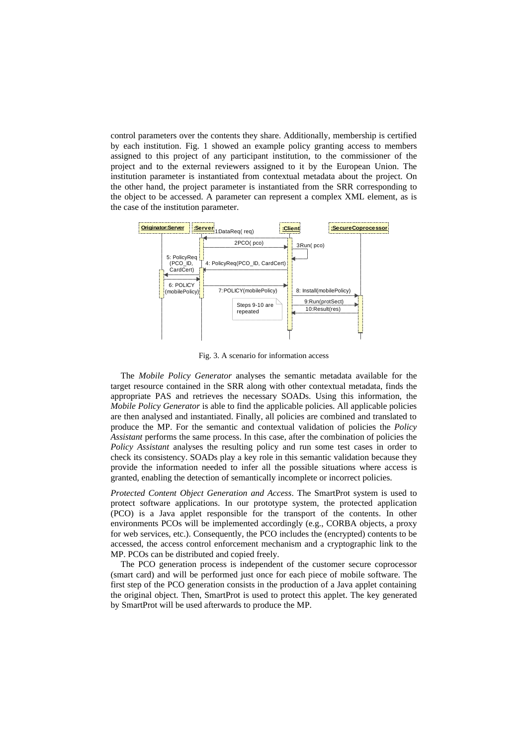control parameters over the contents they share. Additionally, membership is certified by each institution. Fig. 1 showed an example policy granting access to members assigned to this project of any participant institution, to the commissioner of the project and to the external reviewers assigned to it by the European Union. The institution parameter is instantiated from contextual metadata about the project. On the other hand, the project parameter is instantiated from the SRR corresponding to the object to be accessed. A parameter can represent a complex XML element, as is the case of the institution parameter.

Fig. 3. A scenario for information access

The *Mobile Policy Generator* analyses the semantic metadata available for the target resource contained in the SRR along with other contextual metadata, finds the appropriate PAS and retrieves the necessary SOADs. Using this information, the *Mobile Policy Generator* is able to find the applicable policies. All applicable policies are then analysed and instantiated. Finally, all policies are combined and translated to produce the MP. For the semantic and contextual validation of policies the *Policy Assistant* performs the same process. In this case, after the combination of policies the *Policy Assistant* analyses the resulting policy and run some test cases in order to check its consistency. SOADs play a key role in this semantic validation because they provide the information needed to infer all the possible situations where access is granted, enabling the detection of semantically incomplete or incorrect policies.

*Protected Content Object Generation and Access*. The SmartProt system is used to protect software applications. In our prototype system, the protected application (PCO) is a Java applet responsible for the transport of the contents. In other environments PCOs will be implemented accordingly (e.g., CORBA objects, a proxy for web services, etc.). Consequently, the PCO includes the (encrypted) contents to be accessed, the access control enforcement mechanism and a cryptographic link to the MP. PCOs can be distributed and copied freely.

The PCO generation process is independent of the customer secure coprocessor (smart card) and will be performed just once for each piece of mobile software. The first step of the PCO generation consists in the production of a Java applet containing the original object. Then, SmartProt is used to protect this applet. The key generated by SmartProt will be used afterwards to produce the MP.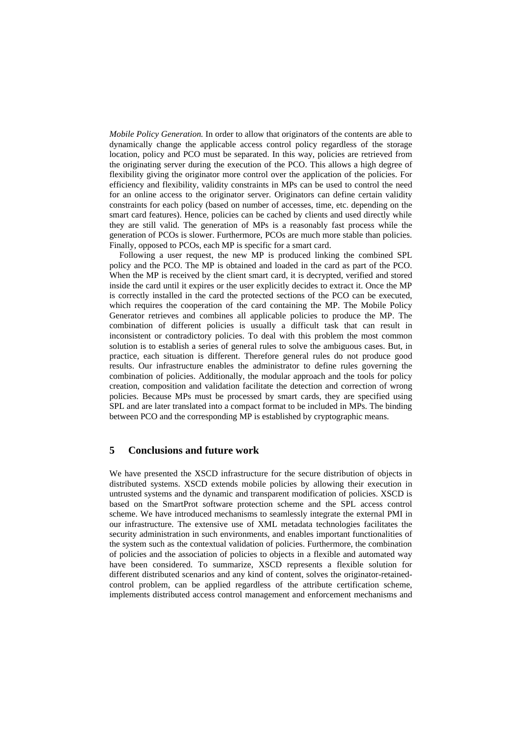*Mobile Policy Generation.* In order to allow that originators of the contents are able to dynamically change the applicable access control policy regardless of the storage location, policy and PCO must be separated. In this way, policies are retrieved from the originating server during the execution of the PCO. This allows a high degree of flexibility giving the originator more control over the application of the policies. For efficiency and flexibility, validity constraints in MPs can be used to control the need for an online access to the originator server. Originators can define certain validity constraints for each policy (based on number of accesses, time, etc. depending on the smart card features). Hence, policies can be cached by clients and used directly while they are still valid. The generation of MPs is a reasonably fast process while the generation of PCOs is slower. Furthermore, PCOs are much more stable than policies. Finally, opposed to PCOs, each MP is specific for a smart card.

Following a user request, the new MP is produced linking the combined SPL policy and the PCO. The MP is obtained and loaded in the card as part of the PCO. When the MP is received by the client smart card, it is decrypted, verified and stored inside the card until it expires or the user explicitly decides to extract it. Once the MP is correctly installed in the card the protected sections of the PCO can be executed, which requires the cooperation of the card containing the MP. The Mobile Policy Generator retrieves and combines all applicable policies to produce the MP. The combination of different policies is usually a difficult task that can result in inconsistent or contradictory policies. To deal with this problem the most common solution is to establish a series of general rules to solve the ambiguous cases. But, in practice, each situation is different. Therefore general rules do not produce good results. Our infrastructure enables the administrator to define rules governing the combination of policies. Additionally, the modular approach and the tools for policy creation, composition and validation facilitate the detection and correction of wrong policies. Because MPs must be processed by smart cards, they are specified using SPL and are later translated into a compact format to be included in MPs. The binding between PCO and the corresponding MP is established by cryptographic means.

## 5 Conclusions and future work

We have presented the XSCD infrastructure for the secure distribution of objects in distributed systems. XSCD extends mobile policies by allowing their execution in untrusted systems and the dynamic and transparent modification of policies. XSCD is based on the SmartProt software protection scheme and the SPL access control scheme. We have introduced mechanisms to seamlessly integrate the external PMI in our infrastructure. The extensive use of XML metadata technologies facilitates the security administration in such environments, and enables important functionalities of the system such as the contextual validation of policies. Furthermore, the combination of policies and the association of policies to objects in a flexible and automated way have been considered. To summarize, XSCD represents a flexible solution for different distributed scenarios and any kind of content, solves the originator-retained-control problem, can be applied regardless of the attribute certification scheme, implements distributed access control management and enforcement mechanisms and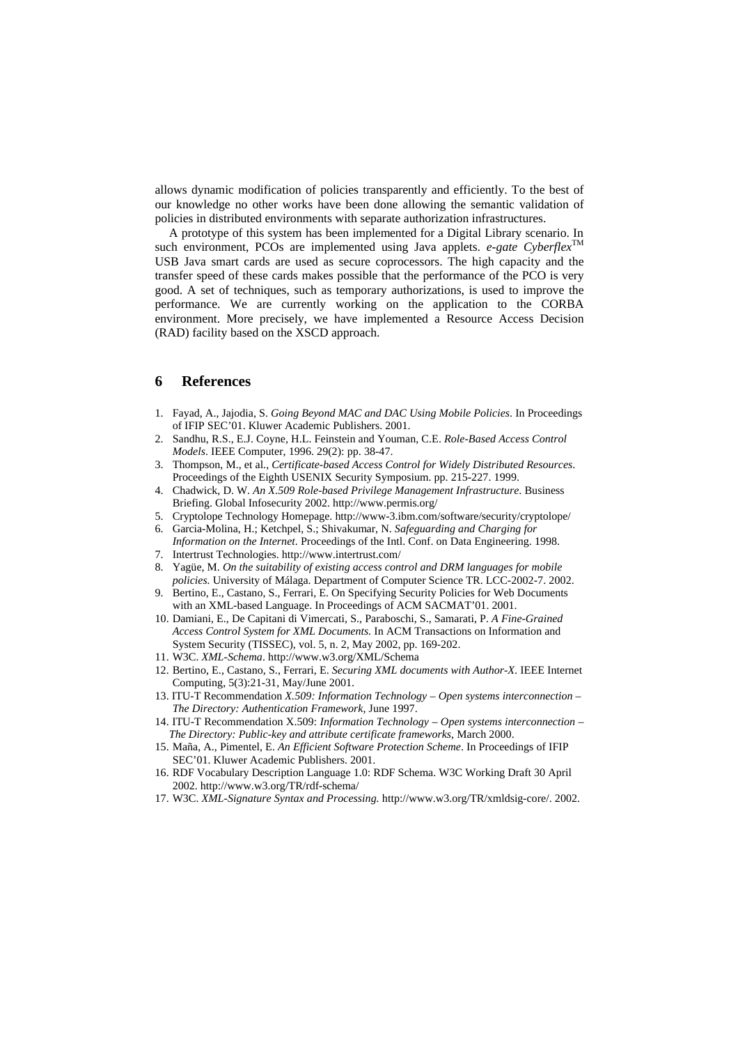allows dynamic modification of policies transparently and efficiently. To the best of our knowledge no other works have been done allowing the semantic validation of policies in distributed environments with separate authorization infrastructures.

A prototype of this system has been implemented for a Digital Library scenario. In such environment, PCOs are implemented using Java applets. *e-gate Cyberflex*™ USB Java smart cards are used as secure coprocessors. The high capacity and the transfer speed of these cards makes possible that the performance of the PCO is very good. A set of techniques, such as temporary authorizations, is used to improve the performance. We are currently working on the application to the CORBA environment. More precisely, we have implemented a Resource Access Decision (RAD) facility based on the XSCD approach.

## 6 References

1. Fayad, A., Jajodia, S. *Going Beyond MAC and DAC Using Mobile Policies*. In Proceedings of IFIP SEC'01. Kluwer Academic Publishers. 2001.
2. Sandhu, R.S., E.J. Coyne, H.L. Feinstein and Youman, C.E. *Role-Based Access Control Models*. IEEE Computer, 1996. 29(2): pp. 38-47.
3. Thompson, M., et al., *Certificate-based Access Control for Widely Distributed Resources*. Proceedings of the Eighth USENIX Security Symposium. pp. 215-227. 1999.
4. Chadwick, D. W. *An X.509 Role-based Privilege Management Infrastructure*. Business Briefing. Global Infosecurity 2002. http://www.permis.org/
5. Cryptolope Technology Homepage. http://www-3.ibm.com/software/security/cryptolope/
6. Garcia-Molina, H.; Ketchpel, S.; Shivakumar, N. *Safeguarding and Charging for Information on the Internet*. Proceedings of the Intl. Conf. on Data Engineering. 1998.
7. Intertrust Technologies. http://www.intertrust.com/
8. Yagüe, M. *On the suitability of existing access control and DRM languages for mobile policies.* University of Málaga. Department of Computer Science TR. LCC-2002-7. 2002.
9. Bertino, E., Castano, S., Ferrari, E. On Specifying Security Policies for Web Documents with an XML-based Language. In Proceedings of ACM SACMAT'01. 2001.
10. Damiani, E., De Capitani di Vimercati, S., Paraboschi, S., Samarati, P. *A Fine-Grained Access Control System for XML Documents.* In ACM Transactions on Information and System Security (TISSEC), vol. 5, n. 2, May 2002, pp. 169-202.
11. W3C. *XML-Schema*. http://www.w3.org/XML/Schema
12. Bertino, E., Castano, S., Ferrari, E. *Securing XML documents with Author-X*. IEEE Internet Computing, 5(3):21-31, May/June 2001.
13. ITU-T Recommendation *X.509: Information Technology – Open systems interconnection – The Directory: Authentication Framework*, June 1997.
14. ITU-T Recommendation X.509: *Information Technology – Open systems interconnection – The Directory: Public-key and attribute certificate frameworks*, March 2000.
15. Maña, A., Pimentel, E. *An Efficient Software Protection Scheme*. In Proceedings of IFIP SEC'01. Kluwer Academic Publishers. 2001.
16. RDF Vocabulary Description Language 1.0: RDF Schema. W3C Working Draft 30 April 2002. http://www.w3.org/TR/rdf-schema/
17. W3C. *XML-Signature Syntax and Processing.* http://www.w3.org/TR/xmldsig-core/. 2002.